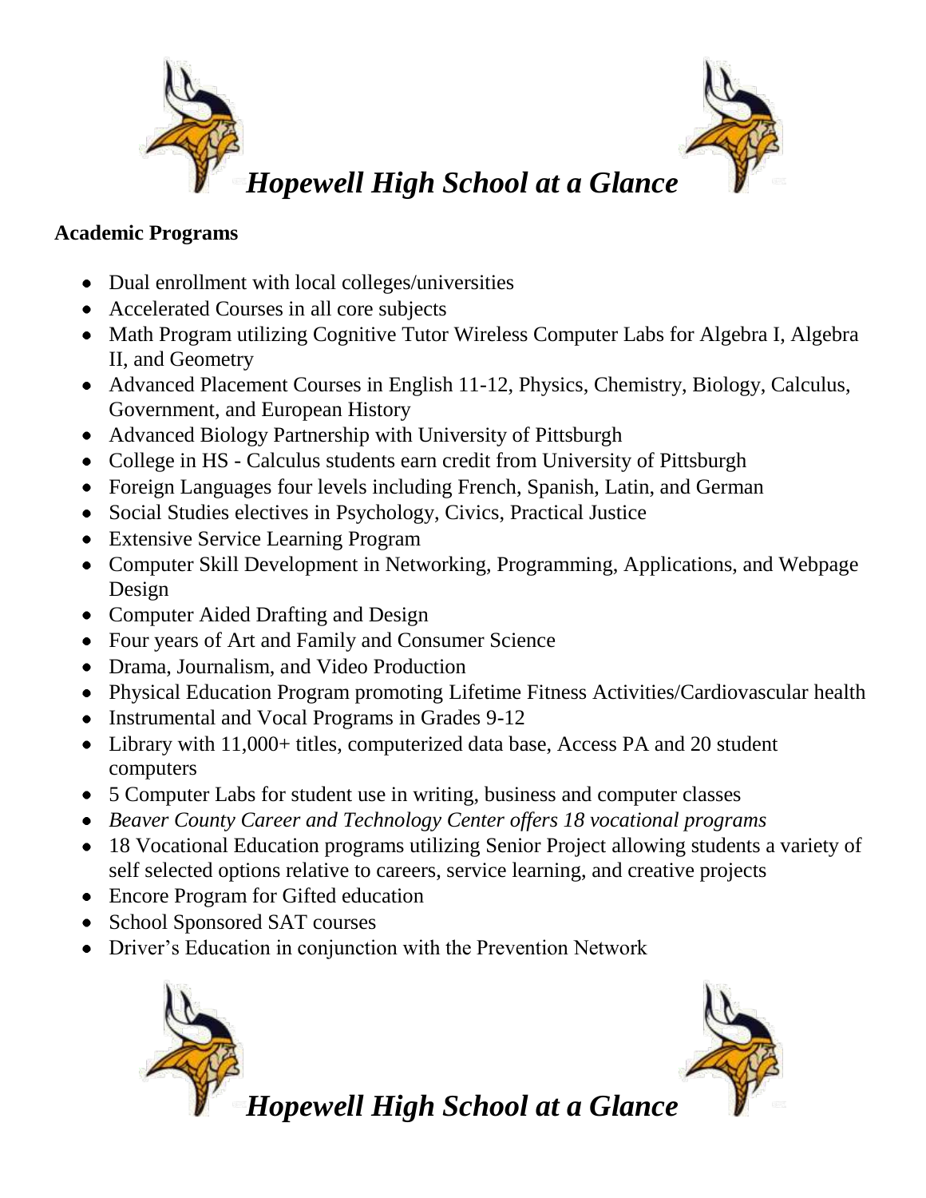# *Hopewell High School at a Glance*

**Academic Programs**

- Dual enrollment with local colleges/universities
- Accelerated Courses in all core subjects
- Math Program utilizing Cognitive Tutor Wireless Computer Labs for Algebra I, Algebra II, and Geometry
- Advanced Placement Courses in English 11-12, Physics, Chemistry, Biology, Calculus, Government, and European History
- Advanced Biology Partnership with University of Pittsburgh
- College in HS - Calculus students earn credit from University of Pittsburgh
- Foreign Languages four levels including French, Spanish, Latin, and German
- Social Studies electives in Psychology, Civics, Practical Justice
- Extensive Service Learning Program
- Computer Skill Development in Networking, Programming, Applications, and Webpage Design
- Computer Aided Drafting and Design
- Four years of Art and Family and Consumer Science
- Drama, Journalism, and Video Production
- Physical Education Program promoting Lifetime Fitness Activities/Cardiovascular health
- Instrumental and Vocal Programs in Grades 9-12
- Library with 11,000+ titles, computerized data base, Access PA and 20 student computers
- 5 Computer Labs for student use in writing, business and computer classes
- *Beaver County Career and Technology Center offers 18 vocational programs*
- 18 Vocational Education programs utilizing Senior Project allowing students a variety of self selected options relative to careers, service learning, and creative projects
- Encore Program for Gifted education
- School Sponsored SAT courses
- Driver's Education in conjunction with the Prevention Network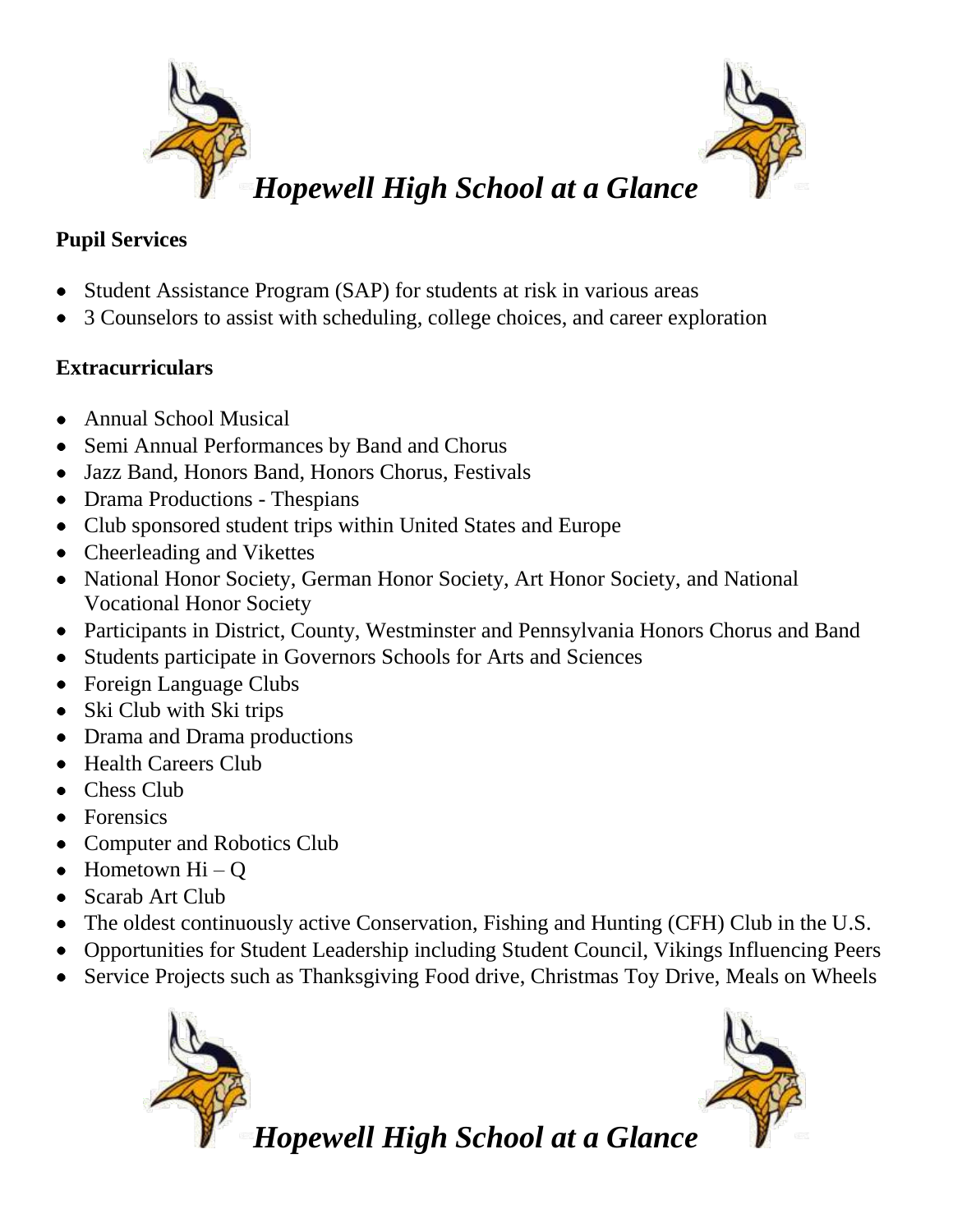# *Hopewell High School at a Glance*

**Pupil Services**

- Student Assistance Program (SAP) for students at risk in various areas
- 3 Counselors to assist with scheduling, college choices, and career exploration

**Extracurriculars**

- Annual School Musical
- Semi Annual Performances by Band and Chorus
- Jazz Band, Honors Band, Honors Chorus, Festivals
- Drama Productions - Thespians
- Club sponsored student trips within United States and Europe
- Cheerleading and Vikettes
- National Honor Society, German Honor Society, Art Honor Society, and National Vocational Honor Society
- Participants in District, County, Westminster and Pennsylvania Honors Chorus and Band
- Students participate in Governors Schools for Arts and Sciences
- Foreign Language Clubs
- Ski Club with Ski trips
- Drama and Drama productions
- Health Careers Club
- Chess Club
- Forensics
- Computer and Robotics Club
- Hometown Hi – Q
- Scarab Art Club
- The oldest continuously active Conservation, Fishing and Hunting (CFH) Club in the U.S.
- Opportunities for Student Leadership including Student Council, Vikings Influencing Peers
- Service Projects such as Thanksgiving Food drive, Christmas Toy Drive, Meals on Wheels

# *Hopewell High School at a Glance*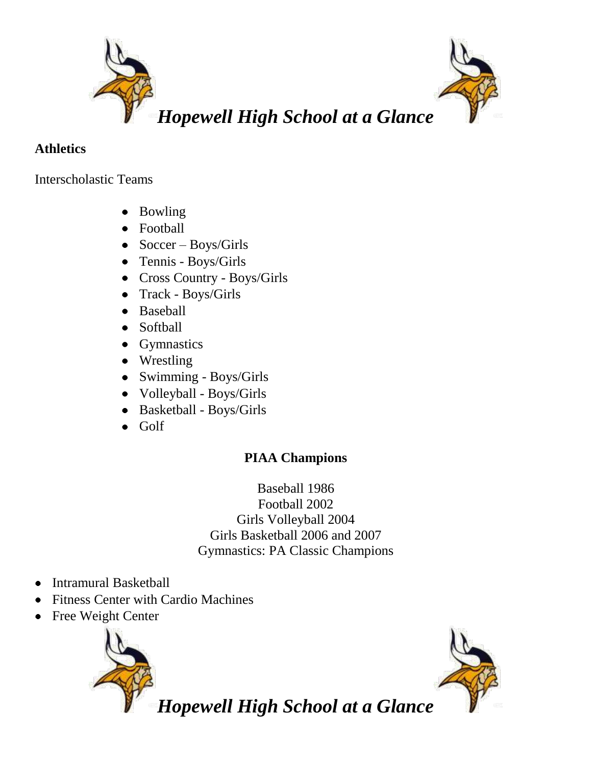# *Hopewell High School at a Glance*

**Athletics**

Interscholastic Teams

- Bowling
- Football
- Soccer – Boys/Girls
- Tennis - Boys/Girls
- Cross Country - Boys/Girls
- Track - Boys/Girls
- Baseball
- Softball
- Gymnastics
- Wrestling
- Swimming - Boys/Girls
- Volleyball - Boys/Girls
- Basketball - Boys/Girls
- Golf

**PIAA Champions**

Baseball 1986
Football 2002
Girls Volleyball 2004
Girls Basketball 2006 and 2007
Gymnastics: PA Classic Champions

- Intramural Basketball
- Fitness Center with Cardio Machines
- Free Weight Center

*Hopewell High School at a Glance*